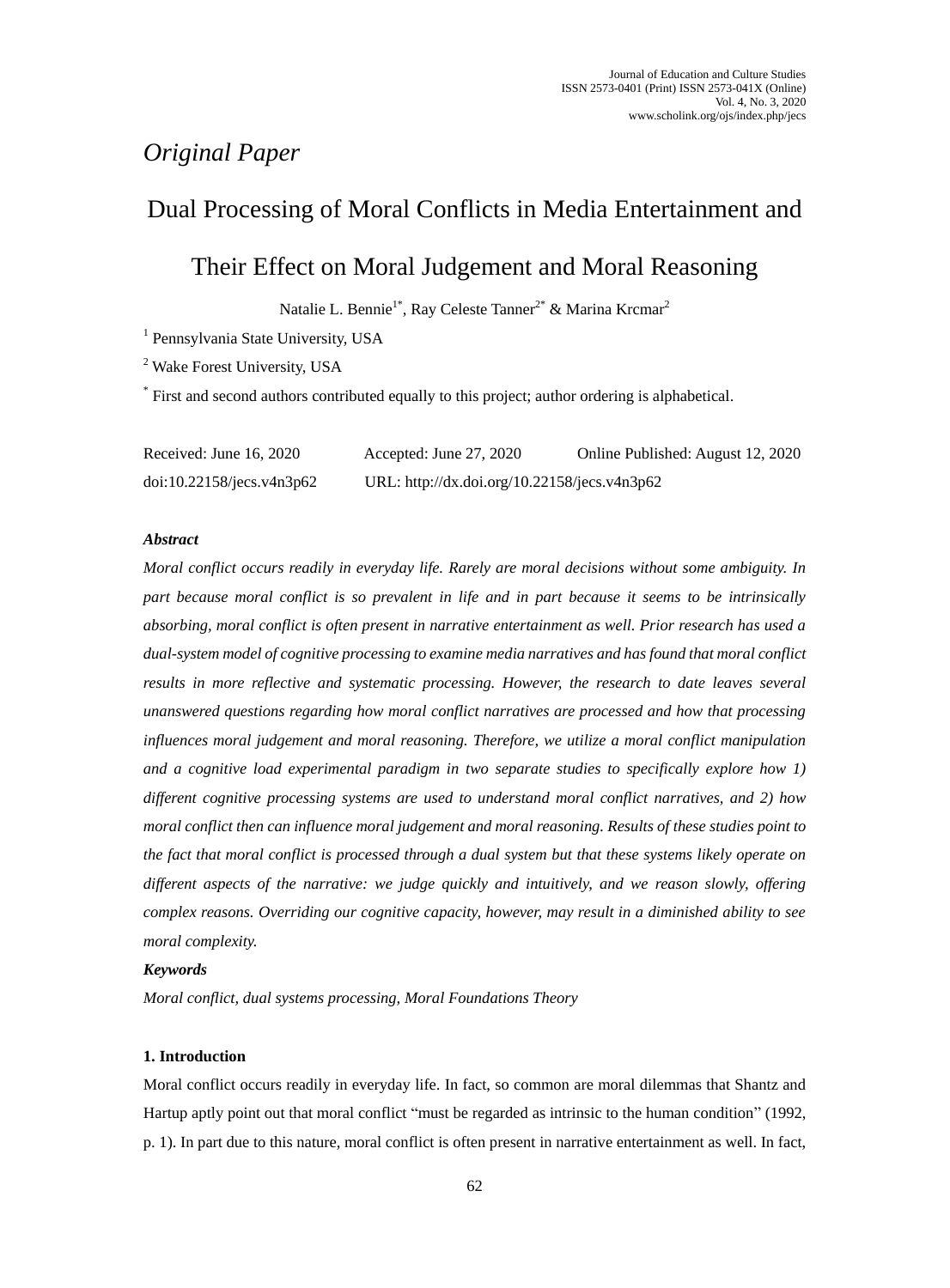*Original Paper*

# Dual Processing of Moral Conflicts in Media Entertainment and Their Effect on Moral Judgement and Moral Reasoning

Natalie L. Bennie[1*], Ray Celeste Tanner[2*] & Marina Krcmar[2]

[1] Pennsylvania State University, USA

[2] Wake Forest University, USA

[*] First and second authors contributed equally to this project; author ordering is alphabetical.

Received: June 16, 2020　　Accepted: June 27, 2020　　Online Published: August 12, 2020

doi:10.22158/jecs.v4n3p62　　URL: http://dx.doi.org/10.22158/jecs.v4n3p62

***Abstract***

*Moral conflict occurs readily in everyday life. Rarely are moral decisions without some ambiguity. In part because moral conflict is so prevalent in life and in part because it seems to be intrinsically absorbing, moral conflict is often present in narrative entertainment as well. Prior research has used a dual-system model of cognitive processing to examine media narratives and has found that moral conflict results in more reflective and systematic processing. However, the research to date leaves several unanswered questions regarding how moral conflict narratives are processed and how that processing influences moral judgement and moral reasoning. Therefore, we utilize a moral conflict manipulation and a cognitive load experimental paradigm in two separate studies to specifically explore how 1) different cognitive processing systems are used to understand moral conflict narratives, and 2) how moral conflict then can influence moral judgement and moral reasoning. Results of these studies point to the fact that moral conflict is processed through a dual system but that these systems likely operate on different aspects of the narrative: we judge quickly and intuitively, and we reason slowly, offering complex reasons. Overriding our cognitive capacity, however, may result in a diminished ability to see moral complexity.*

***Keywords***

*Moral conflict, dual systems processing, Moral Foundations Theory*

## 1. Introduction

Moral conflict occurs readily in everyday life. In fact, so common are moral dilemmas that Shantz and Hartup aptly point out that moral conflict "must be regarded as intrinsic to the human condition" (1992, p. 1). In part due to this nature, moral conflict is often present in narrative entertainment as well. In fact,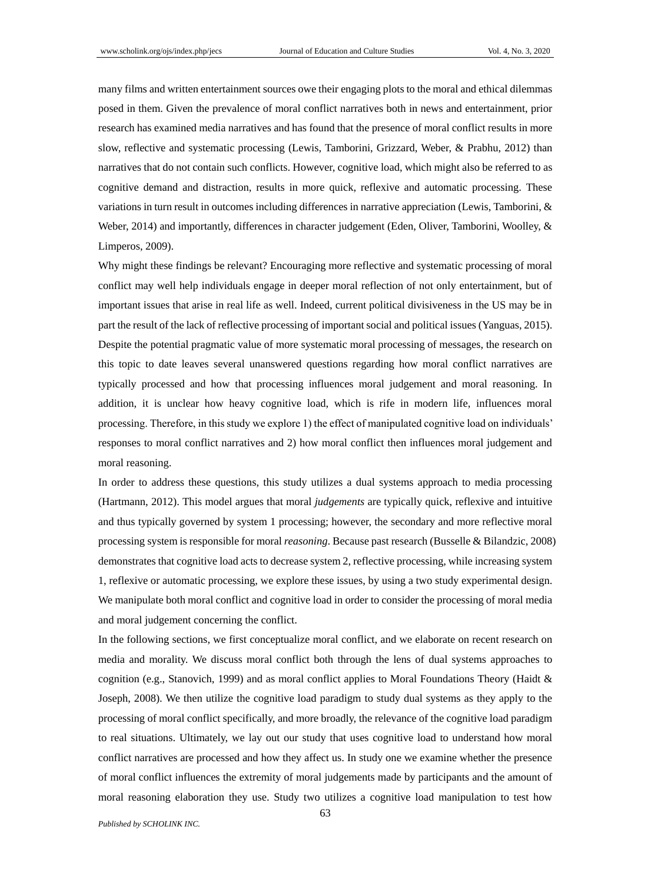many films and written entertainment sources owe their engaging plots to the moral and ethical dilemmas posed in them. Given the prevalence of moral conflict narratives both in news and entertainment, prior research has examined media narratives and has found that the presence of moral conflict results in more slow, reflective and systematic processing (Lewis, Tamborini, Grizzard, Weber, & Prabhu, 2012) than narratives that do not contain such conflicts. However, cognitive load, which might also be referred to as cognitive demand and distraction, results in more quick, reflexive and automatic processing. These variations in turn result in outcomes including differences in narrative appreciation (Lewis, Tamborini, & Weber, 2014) and importantly, differences in character judgement (Eden, Oliver, Tamborini, Woolley, & Limperos, 2009).

Why might these findings be relevant? Encouraging more reflective and systematic processing of moral conflict may well help individuals engage in deeper moral reflection of not only entertainment, but of important issues that arise in real life as well. Indeed, current political divisiveness in the US may be in part the result of the lack of reflective processing of important social and political issues (Yanguas, 2015). Despite the potential pragmatic value of more systematic moral processing of messages, the research on this topic to date leaves several unanswered questions regarding how moral conflict narratives are typically processed and how that processing influences moral judgement and moral reasoning. In addition, it is unclear how heavy cognitive load, which is rife in modern life, influences moral processing. Therefore, in this study we explore 1) the effect of manipulated cognitive load on individuals' responses to moral conflict narratives and 2) how moral conflict then influences moral judgement and moral reasoning.

In order to address these questions, this study utilizes a dual systems approach to media processing (Hartmann, 2012). This model argues that moral *judgements* are typically quick, reflexive and intuitive and thus typically governed by system 1 processing; however, the secondary and more reflective moral processing system is responsible for moral *reasoning*. Because past research (Busselle & Bilandzic, 2008) demonstrates that cognitive load acts to decrease system 2, reflective processing, while increasing system 1, reflexive or automatic processing, we explore these issues, by using a two study experimental design. We manipulate both moral conflict and cognitive load in order to consider the processing of moral media and moral judgement concerning the conflict.

In the following sections, we first conceptualize moral conflict, and we elaborate on recent research on media and morality. We discuss moral conflict both through the lens of dual systems approaches to cognition (e.g., Stanovich, 1999) and as moral conflict applies to Moral Foundations Theory (Haidt & Joseph, 2008). We then utilize the cognitive load paradigm to study dual systems as they apply to the processing of moral conflict specifically, and more broadly, the relevance of the cognitive load paradigm to real situations. Ultimately, we lay out our study that uses cognitive load to understand how moral conflict narratives are processed and how they affect us. In study one we examine whether the presence of moral conflict influences the extremity of moral judgements made by participants and the amount of moral reasoning elaboration they use. Study two utilizes a cognitive load manipulation to test how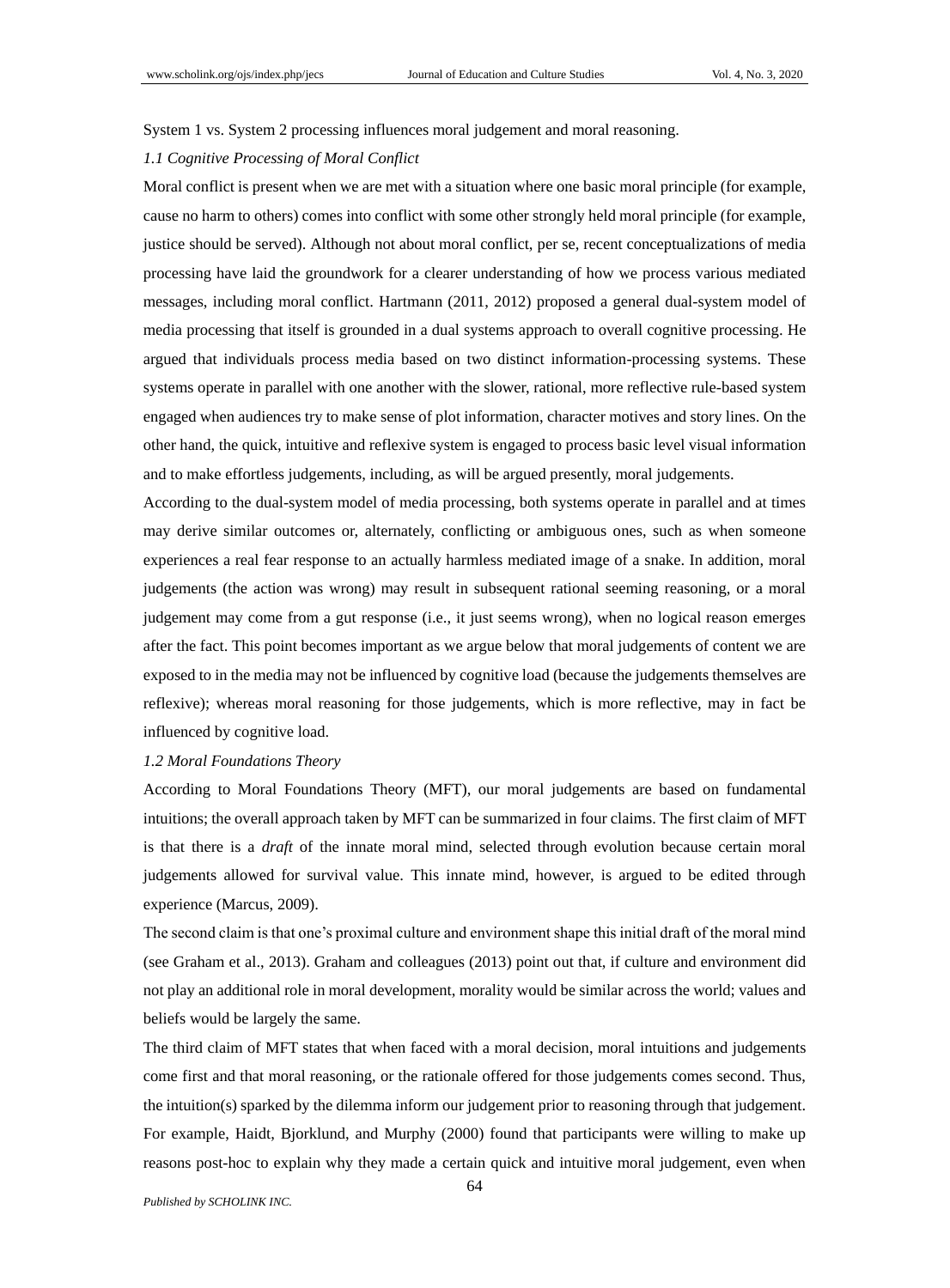System 1 vs. System 2 processing influences moral judgement and moral reasoning.

### 1.1 Cognitive Processing of Moral Conflict

Moral conflict is present when we are met with a situation where one basic moral principle (for example, cause no harm to others) comes into conflict with some other strongly held moral principle (for example, justice should be served). Although not about moral conflict, per se, recent conceptualizations of media processing have laid the groundwork for a clearer understanding of how we process various mediated messages, including moral conflict. Hartmann (2011, 2012) proposed a general dual-system model of media processing that itself is grounded in a dual systems approach to overall cognitive processing. He argued that individuals process media based on two distinct information-processing systems. These systems operate in parallel with one another with the slower, rational, more reflective rule-based system engaged when audiences try to make sense of plot information, character motives and story lines. On the other hand, the quick, intuitive and reflexive system is engaged to process basic level visual information and to make effortless judgements, including, as will be argued presently, moral judgements.

According to the dual-system model of media processing, both systems operate in parallel and at times may derive similar outcomes or, alternately, conflicting or ambiguous ones, such as when someone experiences a real fear response to an actually harmless mediated image of a snake. In addition, moral judgements (the action was wrong) may result in subsequent rational seeming reasoning, or a moral judgement may come from a gut response (i.e., it just seems wrong), when no logical reason emerges after the fact. This point becomes important as we argue below that moral judgements of content we are exposed to in the media may not be influenced by cognitive load (because the judgements themselves are reflexive); whereas moral reasoning for those judgements, which is more reflective, may in fact be influenced by cognitive load.

### 1.2 Moral Foundations Theory

According to Moral Foundations Theory (MFT), our moral judgements are based on fundamental intuitions; the overall approach taken by MFT can be summarized in four claims. The first claim of MFT is that there is a *draft* of the innate moral mind, selected through evolution because certain moral judgements allowed for survival value. This innate mind, however, is argued to be edited through experience (Marcus, 2009).

The second claim is that one's proximal culture and environment shape this initial draft of the moral mind (see Graham et al., 2013). Graham and colleagues (2013) point out that, if culture and environment did not play an additional role in moral development, morality would be similar across the world; values and beliefs would be largely the same.

The third claim of MFT states that when faced with a moral decision, moral intuitions and judgements come first and that moral reasoning, or the rationale offered for those judgements comes second. Thus, the intuition(s) sparked by the dilemma inform our judgement prior to reasoning through that judgement. For example, Haidt, Bjorklund, and Murphy (2000) found that participants were willing to make up reasons post-hoc to explain why they made a certain quick and intuitive moral judgement, even when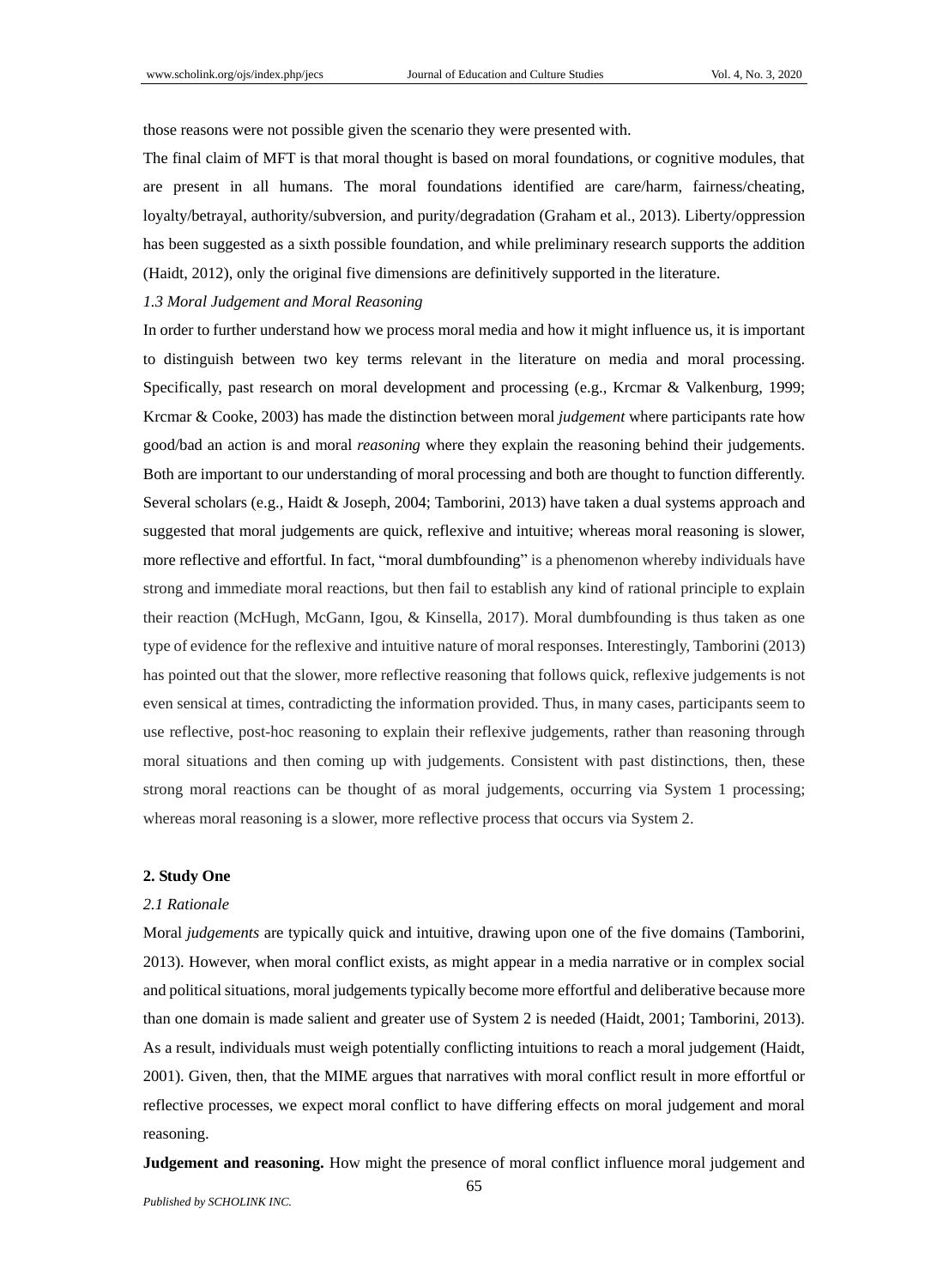those reasons were not possible given the scenario they were presented with.

The final claim of MFT is that moral thought is based on moral foundations, or cognitive modules, that are present in all humans. The moral foundations identified are care/harm, fairness/cheating, loyalty/betrayal, authority/subversion, and purity/degradation (Graham et al., 2013). Liberty/oppression has been suggested as a sixth possible foundation, and while preliminary research supports the addition (Haidt, 2012), only the original five dimensions are definitively supported in the literature.

### *1.3 Moral Judgement and Moral Reasoning*

In order to further understand how we process moral media and how it might influence us, it is important to distinguish between two key terms relevant in the literature on media and moral processing. Specifically, past research on moral development and processing (e.g., Krcmar & Valkenburg, 1999; Krcmar & Cooke, 2003) has made the distinction between moral *judgement* where participants rate how good/bad an action is and moral *reasoning* where they explain the reasoning behind their judgements. Both are important to our understanding of moral processing and both are thought to function differently. Several scholars (e.g., Haidt & Joseph, 2004; Tamborini, 2013) have taken a dual systems approach and suggested that moral judgements are quick, reflexive and intuitive; whereas moral reasoning is slower, more reflective and effortful. In fact, "moral dumbfounding" is a phenomenon whereby individuals have strong and immediate moral reactions, but then fail to establish any kind of rational principle to explain their reaction (McHugh, McGann, Igou, & Kinsella, 2017). Moral dumbfounding is thus taken as one type of evidence for the reflexive and intuitive nature of moral responses. Interestingly, Tamborini (2013) has pointed out that the slower, more reflective reasoning that follows quick, reflexive judgements is not even sensical at times, contradicting the information provided. Thus, in many cases, participants seem to use reflective, post-hoc reasoning to explain their reflexive judgements, rather than reasoning through moral situations and then coming up with judgements. Consistent with past distinctions, then, these strong moral reactions can be thought of as moral judgements, occurring via System 1 processing; whereas moral reasoning is a slower, more reflective process that occurs via System 2.

## 2. Study One

### *2.1 Rationale*

Moral *judgements* are typically quick and intuitive, drawing upon one of the five domains (Tamborini, 2013). However, when moral conflict exists, as might appear in a media narrative or in complex social and political situations, moral judgements typically become more effortful and deliberative because more than one domain is made salient and greater use of System 2 is needed (Haidt, 2001; Tamborini, 2013). As a result, individuals must weigh potentially conflicting intuitions to reach a moral judgement (Haidt, 2001). Given, then, that the MIME argues that narratives with moral conflict result in more effortful or reflective processes, we expect moral conflict to have differing effects on moral judgement and moral reasoning.

**Judgement and reasoning.** How might the presence of moral conflict influence moral judgement and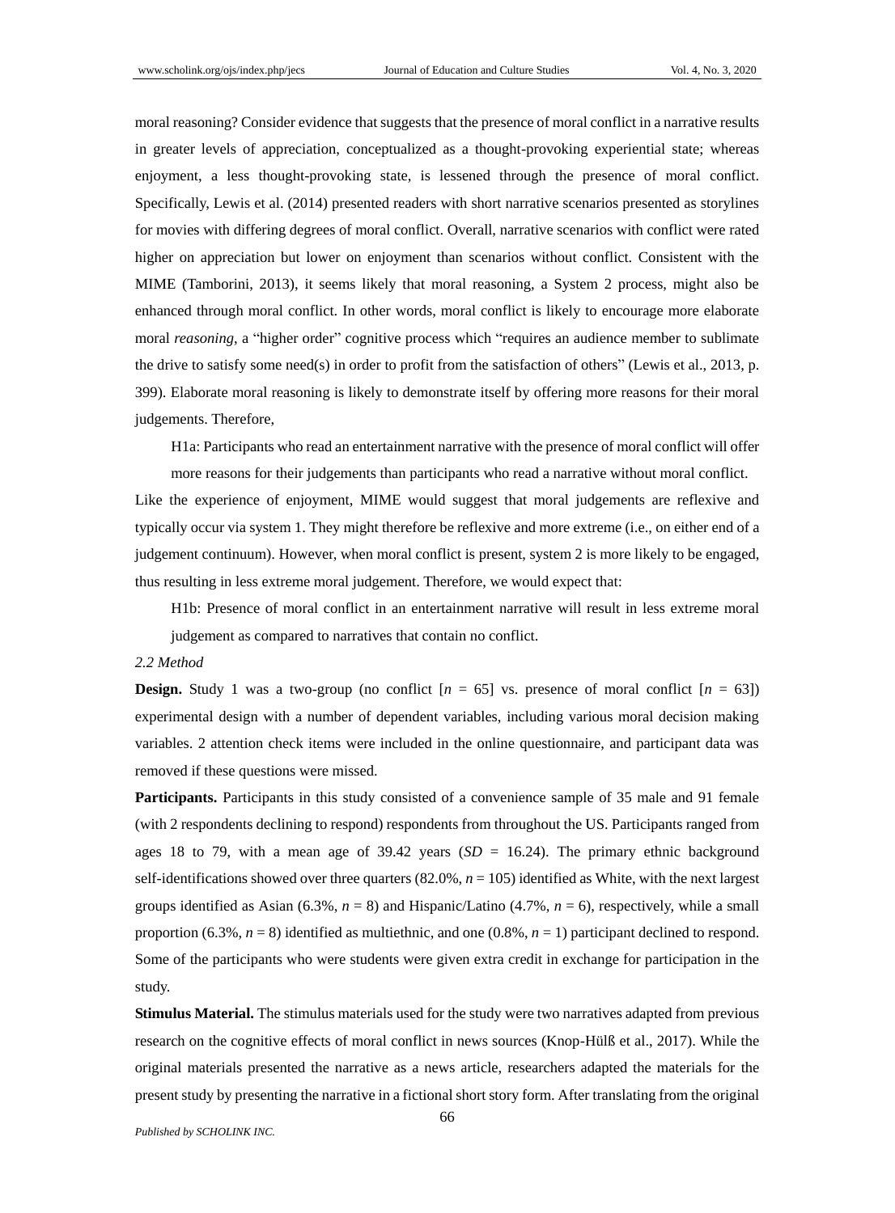moral reasoning? Consider evidence that suggests that the presence of moral conflict in a narrative results in greater levels of appreciation, conceptualized as a thought-provoking experiential state; whereas enjoyment, a less thought-provoking state, is lessened through the presence of moral conflict. Specifically, Lewis et al. (2014) presented readers with short narrative scenarios presented as storylines for movies with differing degrees of moral conflict. Overall, narrative scenarios with conflict were rated higher on appreciation but lower on enjoyment than scenarios without conflict. Consistent with the MIME (Tamborini, 2013), it seems likely that moral reasoning, a System 2 process, might also be enhanced through moral conflict. In other words, moral conflict is likely to encourage more elaborate moral *reasoning*, a "higher order" cognitive process which "requires an audience member to sublimate the drive to satisfy some need(s) in order to profit from the satisfaction of others" (Lewis et al., 2013, p. 399). Elaborate moral reasoning is likely to demonstrate itself by offering more reasons for their moral judgements. Therefore,

> H1a: Participants who read an entertainment narrative with the presence of moral conflict will offer more reasons for their judgements than participants who read a narrative without moral conflict.

Like the experience of enjoyment, MIME would suggest that moral judgements are reflexive and typically occur via system 1. They might therefore be reflexive and more extreme (i.e., on either end of a judgement continuum). However, when moral conflict is present, system 2 is more likely to be engaged, thus resulting in less extreme moral judgement. Therefore, we would expect that:

> H1b: Presence of moral conflict in an entertainment narrative will result in less extreme moral judgement as compared to narratives that contain no conflict.

### *2.2 Method*

**Design.** Study 1 was a two-group (no conflict [$n$ = 65] vs. presence of moral conflict [$n$ = 63]) experimental design with a number of dependent variables, including various moral decision making variables. 2 attention check items were included in the online questionnaire, and participant data was removed if these questions were missed.

**Participants.** Participants in this study consisted of a convenience sample of 35 male and 91 female (with 2 respondents declining to respond) respondents from throughout the US. Participants ranged from ages 18 to 79, with a mean age of 39.42 years ($SD$ = 16.24). The primary ethnic background self-identifications showed over three quarters (82.0%, $n$ = 105) identified as White, with the next largest groups identified as Asian (6.3%, $n$ = 8) and Hispanic/Latino (4.7%, $n$ = 6), respectively, while a small proportion (6.3%, $n$ = 8) identified as multiethnic, and one (0.8%, $n$ = 1) participant declined to respond. Some of the participants who were students were given extra credit in exchange for participation in the study.

**Stimulus Material.** The stimulus materials used for the study were two narratives adapted from previous research on the cognitive effects of moral conflict in news sources (Knop-Hülß et al., 2017). While the original materials presented the narrative as a news article, researchers adapted the materials for the present study by presenting the narrative in a fictional short story form. After translating from the original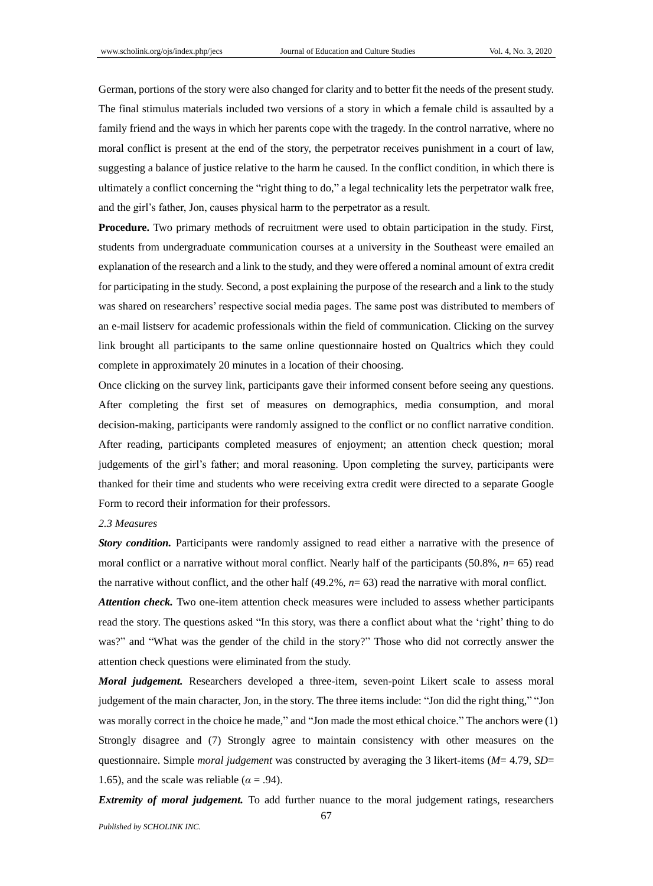German, portions of the story were also changed for clarity and to better fit the needs of the present study. The final stimulus materials included two versions of a story in which a female child is assaulted by a family friend and the ways in which her parents cope with the tragedy. In the control narrative, where no moral conflict is present at the end of the story, the perpetrator receives punishment in a court of law, suggesting a balance of justice relative to the harm he caused. In the conflict condition, in which there is ultimately a conflict concerning the "right thing to do," a legal technicality lets the perpetrator walk free, and the girl's father, Jon, causes physical harm to the perpetrator as a result.

**Procedure.** Two primary methods of recruitment were used to obtain participation in the study. First, students from undergraduate communication courses at a university in the Southeast were emailed an explanation of the research and a link to the study, and they were offered a nominal amount of extra credit for participating in the study. Second, a post explaining the purpose of the research and a link to the study was shared on researchers' respective social media pages. The same post was distributed to members of an e-mail listserv for academic professionals within the field of communication. Clicking on the survey link brought all participants to the same online questionnaire hosted on Qualtrics which they could complete in approximately 20 minutes in a location of their choosing.

Once clicking on the survey link, participants gave their informed consent before seeing any questions. After completing the first set of measures on demographics, media consumption, and moral decision-making, participants were randomly assigned to the conflict or no conflict narrative condition. After reading, participants completed measures of enjoyment; an attention check question; moral judgements of the girl's father; and moral reasoning. Upon completing the survey, participants were thanked for their time and students who were receiving extra credit were directed to a separate Google Form to record their information for their professors.

*2.3 Measures*

***Story condition.*** Participants were randomly assigned to read either a narrative with the presence of moral conflict or a narrative without moral conflict. Nearly half of the participants (50.8%, $n$= 65) read the narrative without conflict, and the other half (49.2%, $n$= 63) read the narrative with moral conflict.

***Attention check.*** Two one-item attention check measures were included to assess whether participants read the story. The questions asked "In this story, was there a conflict about what the 'right' thing to do was?" and "What was the gender of the child in the story?" Those who did not correctly answer the attention check questions were eliminated from the study.

***Moral judgement.*** Researchers developed a three-item, seven-point Likert scale to assess moral judgement of the main character, Jon, in the story. The three items include: "Jon did the right thing," "Jon was morally correct in the choice he made," and "Jon made the most ethical choice." The anchors were (1) Strongly disagree and (7) Strongly agree to maintain consistency with other measures on the questionnaire. Simple *moral judgement* was constructed by averaging the 3 likert-items ($M$= 4.79, $SD$= 1.65), and the scale was reliable ($\alpha$ = .94).

***Extremity of moral judgement.*** To add further nuance to the moral judgement ratings, researchers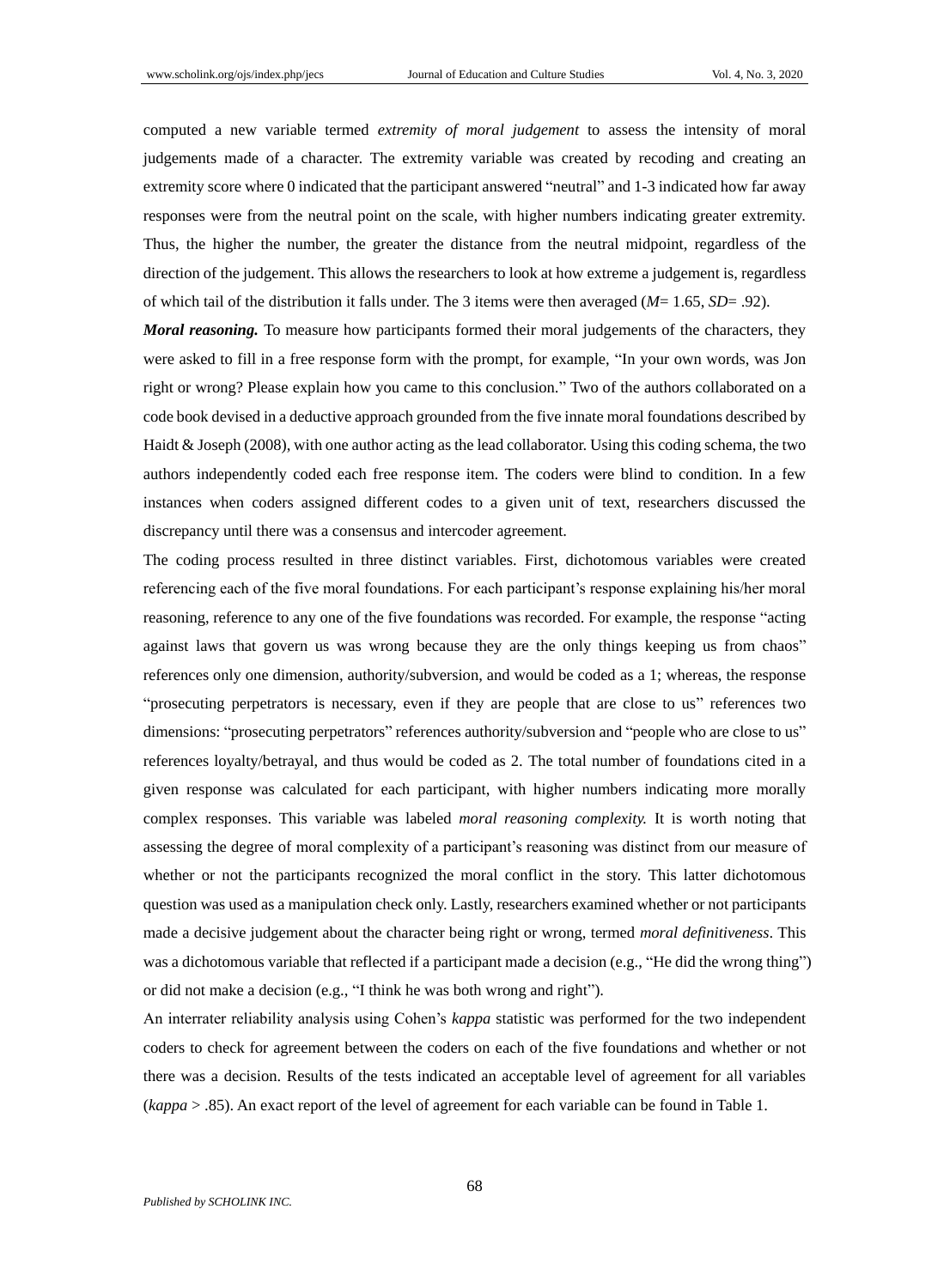computed a new variable termed *extremity of moral judgement* to assess the intensity of moral judgements made of a character. The extremity variable was created by recoding and creating an extremity score where 0 indicated that the participant answered "neutral" and 1-3 indicated how far away responses were from the neutral point on the scale, with higher numbers indicating greater extremity. Thus, the higher the number, the greater the distance from the neutral midpoint, regardless of the direction of the judgement. This allows the researchers to look at how extreme a judgement is, regardless of which tail of the distribution it falls under. The 3 items were then averaged ($M$= 1.65, $SD$= .92).

***Moral reasoning.*** To measure how participants formed their moral judgements of the characters, they were asked to fill in a free response form with the prompt, for example, "In your own words, was Jon right or wrong? Please explain how you came to this conclusion." Two of the authors collaborated on a code book devised in a deductive approach grounded from the five innate moral foundations described by Haidt & Joseph (2008), with one author acting as the lead collaborator. Using this coding schema, the two authors independently coded each free response item. The coders were blind to condition. In a few instances when coders assigned different codes to a given unit of text, researchers discussed the discrepancy until there was a consensus and intercoder agreement.

The coding process resulted in three distinct variables. First, dichotomous variables were created referencing each of the five moral foundations. For each participant's response explaining his/her moral reasoning, reference to any one of the five foundations was recorded. For example, the response "acting against laws that govern us was wrong because they are the only things keeping us from chaos" references only one dimension, authority/subversion, and would be coded as a 1; whereas, the response "prosecuting perpetrators is necessary, even if they are people that are close to us" references two dimensions: "prosecuting perpetrators" references authority/subversion and "people who are close to us" references loyalty/betrayal, and thus would be coded as 2. The total number of foundations cited in a given response was calculated for each participant, with higher numbers indicating more morally complex responses. This variable was labeled *moral reasoning complexity.* It is worth noting that assessing the degree of moral complexity of a participant's reasoning was distinct from our measure of whether or not the participants recognized the moral conflict in the story. This latter dichotomous question was used as a manipulation check only. Lastly, researchers examined whether or not participants made a decisive judgement about the character being right or wrong, termed *moral definitiveness*. This was a dichotomous variable that reflected if a participant made a decision (e.g., "He did the wrong thing") or did not make a decision (e.g., "I think he was both wrong and right").

An interrater reliability analysis using Cohen's *kappa* statistic was performed for the two independent coders to check for agreement between the coders on each of the five foundations and whether or not there was a decision. Results of the tests indicated an acceptable level of agreement for all variables (*kappa* > .85). An exact report of the level of agreement for each variable can be found in Table 1.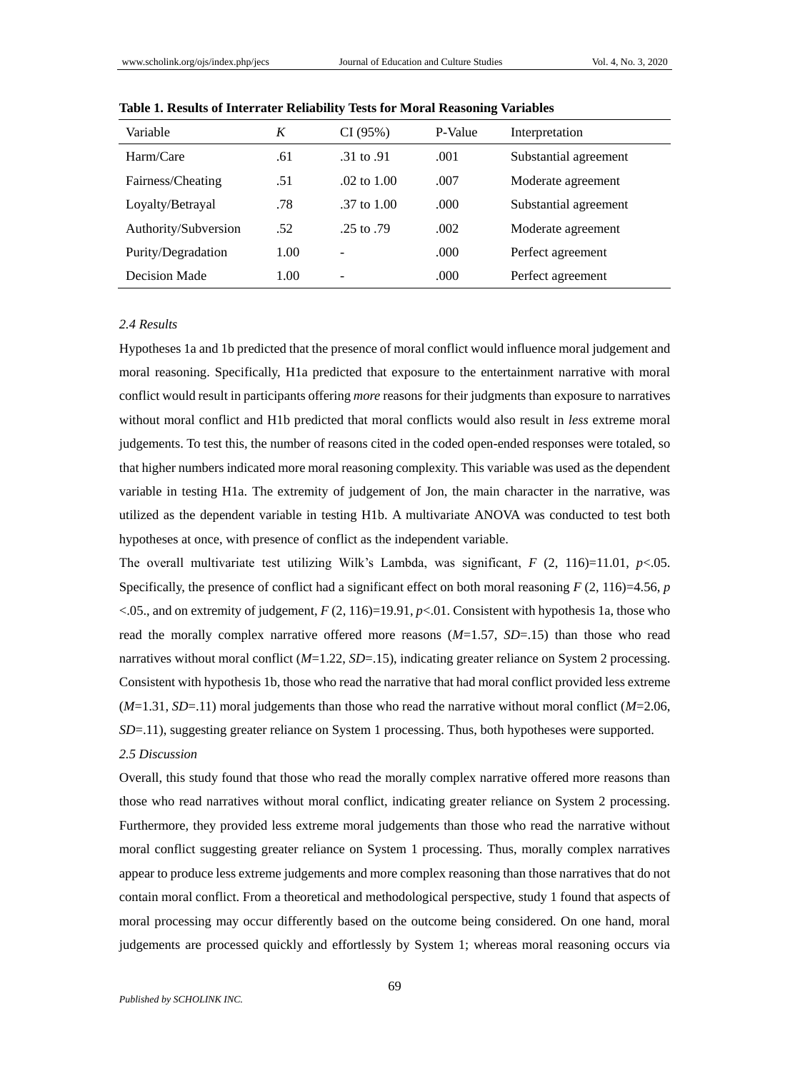**Table 1. Results of Interrater Reliability Tests for Moral Reasoning Variables**

| Variable | *K* | CI (95%) | P-Value | Interpretation |
|---|---|---|---|---|
| Harm/Care | .61 | .31 to .91 | .001 | Substantial agreement |
| Fairness/Cheating | .51 | .02 to 1.00 | .007 | Moderate agreement |
| Loyalty/Betrayal | .78 | .37 to 1.00 | .000 | Substantial agreement |
| Authority/Subversion | .52 | .25 to .79 | .002 | Moderate agreement |
| Purity/Degradation | 1.00 | - | .000 | Perfect agreement |
| Decision Made | 1.00 | - | .000 | Perfect agreement |

### *2.4 Results*

Hypotheses 1a and 1b predicted that the presence of moral conflict would influence moral judgement and moral reasoning. Specifically, H1a predicted that exposure to the entertainment narrative with moral conflict would result in participants offering *more* reasons for their judgments than exposure to narratives without moral conflict and H1b predicted that moral conflicts would also result in *less* extreme moral judgements. To test this, the number of reasons cited in the coded open-ended responses were totaled, so that higher numbers indicated more moral reasoning complexity. This variable was used as the dependent variable in testing H1a. The extremity of judgement of Jon, the main character in the narrative, was utilized as the dependent variable in testing H1b. A multivariate ANOVA was conducted to test both hypotheses at once, with presence of conflict as the independent variable.

The overall multivariate test utilizing Wilk's Lambda, was significant, $F$ (2, 116)=11.01, $p$<.05. Specifically, the presence of conflict had a significant effect on both moral reasoning $F$ (2, 116)=4.56, $p$ <.05., and on extremity of judgement, $F$ (2, 116)=19.91, $p$<.01. Consistent with hypothesis 1a, those who read the morally complex narrative offered more reasons ($M$=1.57, $SD$=.15) than those who read narratives without moral conflict ($M$=1.22, $SD$=.15), indicating greater reliance on System 2 processing. Consistent with hypothesis 1b, those who read the narrative that had moral conflict provided less extreme ($M$=1.31, $SD$=.11) moral judgements than those who read the narrative without moral conflict ($M$=2.06, $SD$=.11), suggesting greater reliance on System 1 processing. Thus, both hypotheses were supported.

### *2.5 Discussion*

Overall, this study found that those who read the morally complex narrative offered more reasons than those who read narratives without moral conflict, indicating greater reliance on System 2 processing. Furthermore, they provided less extreme moral judgements than those who read the narrative without moral conflict suggesting greater reliance on System 1 processing. Thus, morally complex narratives appear to produce less extreme judgements and more complex reasoning than those narratives that do not contain moral conflict. From a theoretical and methodological perspective, study 1 found that aspects of moral processing may occur differently based on the outcome being considered. On one hand, moral judgements are processed quickly and effortlessly by System 1; whereas moral reasoning occurs via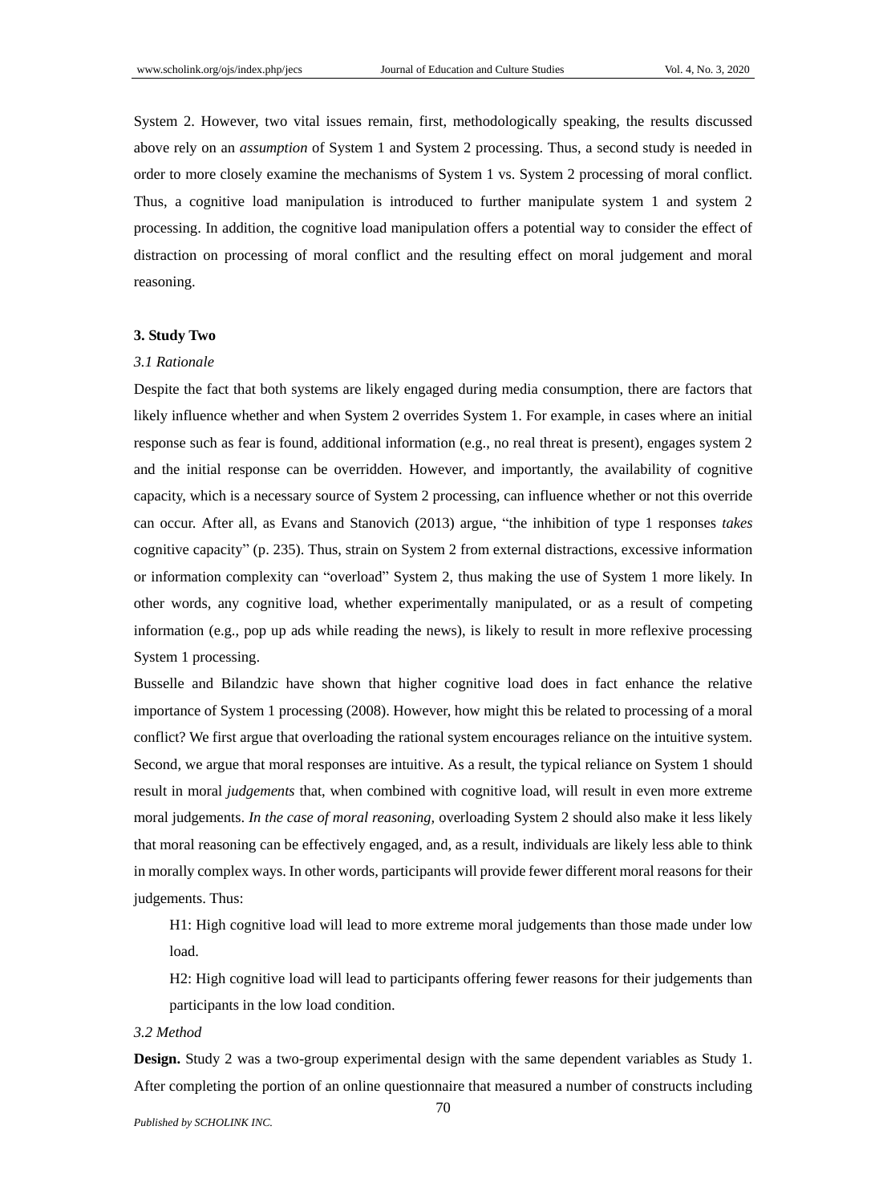System 2. However, two vital issues remain, first, methodologically speaking, the results discussed above rely on an *assumption* of System 1 and System 2 processing. Thus, a second study is needed in order to more closely examine the mechanisms of System 1 vs. System 2 processing of moral conflict. Thus, a cognitive load manipulation is introduced to further manipulate system 1 and system 2 processing. In addition, the cognitive load manipulation offers a potential way to consider the effect of distraction on processing of moral conflict and the resulting effect on moral judgement and moral reasoning.

## 3. Study Two

### 3.1 Rationale

Despite the fact that both systems are likely engaged during media consumption, there are factors that likely influence whether and when System 2 overrides System 1. For example, in cases where an initial response such as fear is found, additional information (e.g., no real threat is present), engages system 2 and the initial response can be overridden. However, and importantly, the availability of cognitive capacity, which is a necessary source of System 2 processing, can influence whether or not this override can occur. After all, as Evans and Stanovich (2013) argue, "the inhibition of type 1 responses *takes* cognitive capacity" (p. 235). Thus, strain on System 2 from external distractions, excessive information or information complexity can "overload" System 2, thus making the use of System 1 more likely. In other words, any cognitive load, whether experimentally manipulated, or as a result of competing information (e.g., pop up ads while reading the news), is likely to result in more reflexive processing System 1 processing.

Busselle and Bilandzic have shown that higher cognitive load does in fact enhance the relative importance of System 1 processing (2008). However, how might this be related to processing of a moral conflict? We first argue that overloading the rational system encourages reliance on the intuitive system. Second, we argue that moral responses are intuitive. As a result, the typical reliance on System 1 should result in moral *judgements* that, when combined with cognitive load, will result in even more extreme moral judgements. *In the case of moral reasoning,* overloading System 2 should also make it less likely that moral reasoning can be effectively engaged, and, as a result, individuals are likely less able to think in morally complex ways. In other words, participants will provide fewer different moral reasons for their judgements. Thus:

H1: High cognitive load will lead to more extreme moral judgements than those made under low load.

H2: High cognitive load will lead to participants offering fewer reasons for their judgements than participants in the low load condition.

### 3.2 Method

**Design.** Study 2 was a two-group experimental design with the same dependent variables as Study 1. After completing the portion of an online questionnaire that measured a number of constructs including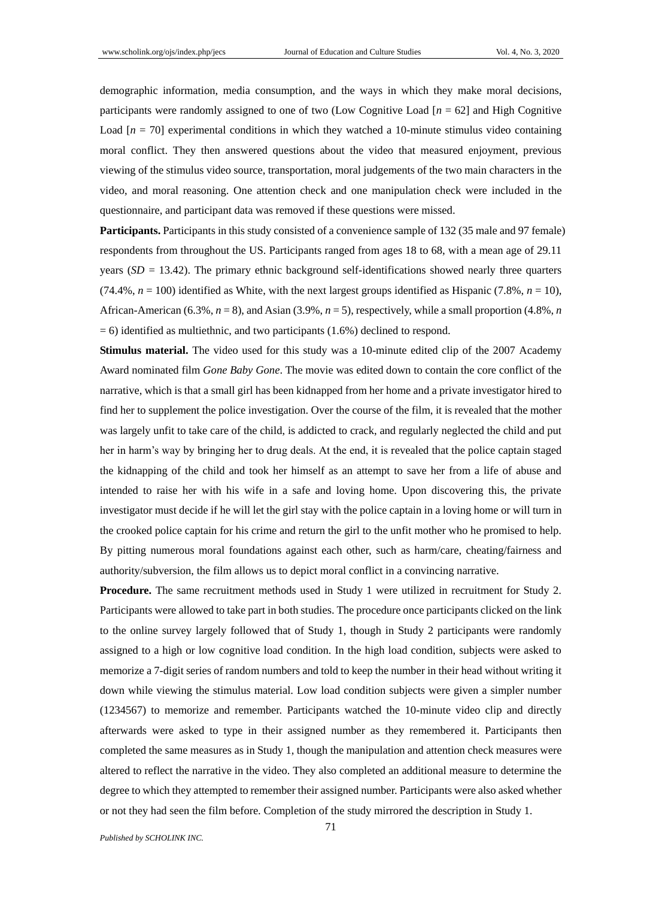demographic information, media consumption, and the ways in which they make moral decisions, participants were randomly assigned to one of two (Low Cognitive Load [$n$ = 62] and High Cognitive Load [$n$ = 70] experimental conditions in which they watched a 10-minute stimulus video containing moral conflict. They then answered questions about the video that measured enjoyment, previous viewing of the stimulus video source, transportation, moral judgements of the two main characters in the video, and moral reasoning. One attention check and one manipulation check were included in the questionnaire, and participant data was removed if these questions were missed.

**Participants.** Participants in this study consisted of a convenience sample of 132 (35 male and 97 female) respondents from throughout the US. Participants ranged from ages 18 to 68, with a mean age of 29.11 years ($SD$ = 13.42). The primary ethnic background self-identifications showed nearly three quarters (74.4%, $n$ = 100) identified as White, with the next largest groups identified as Hispanic (7.8%, $n$ = 10), African-American (6.3%, $n$ = 8), and Asian (3.9%, $n$ = 5), respectively, while a small proportion (4.8%, $n$ = 6) identified as multiethnic, and two participants (1.6%) declined to respond.

**Stimulus material.** The video used for this study was a 10-minute edited clip of the 2007 Academy Award nominated film *Gone Baby Gone*. The movie was edited down to contain the core conflict of the narrative, which is that a small girl has been kidnapped from her home and a private investigator hired to find her to supplement the police investigation. Over the course of the film, it is revealed that the mother was largely unfit to take care of the child, is addicted to crack, and regularly neglected the child and put her in harm's way by bringing her to drug deals. At the end, it is revealed that the police captain staged the kidnapping of the child and took her himself as an attempt to save her from a life of abuse and intended to raise her with his wife in a safe and loving home. Upon discovering this, the private investigator must decide if he will let the girl stay with the police captain in a loving home or will turn in the crooked police captain for his crime and return the girl to the unfit mother who he promised to help. By pitting numerous moral foundations against each other, such as harm/care, cheating/fairness and authority/subversion, the film allows us to depict moral conflict in a convincing narrative.

**Procedure.** The same recruitment methods used in Study 1 were utilized in recruitment for Study 2. Participants were allowed to take part in both studies. The procedure once participants clicked on the link to the online survey largely followed that of Study 1, though in Study 2 participants were randomly assigned to a high or low cognitive load condition. In the high load condition, subjects were asked to memorize a 7-digit series of random numbers and told to keep the number in their head without writing it down while viewing the stimulus material. Low load condition subjects were given a simpler number (1234567) to memorize and remember. Participants watched the 10-minute video clip and directly afterwards were asked to type in their assigned number as they remembered it. Participants then completed the same measures as in Study 1, though the manipulation and attention check measures were altered to reflect the narrative in the video. They also completed an additional measure to determine the degree to which they attempted to remember their assigned number. Participants were also asked whether or not they had seen the film before. Completion of the study mirrored the description in Study 1.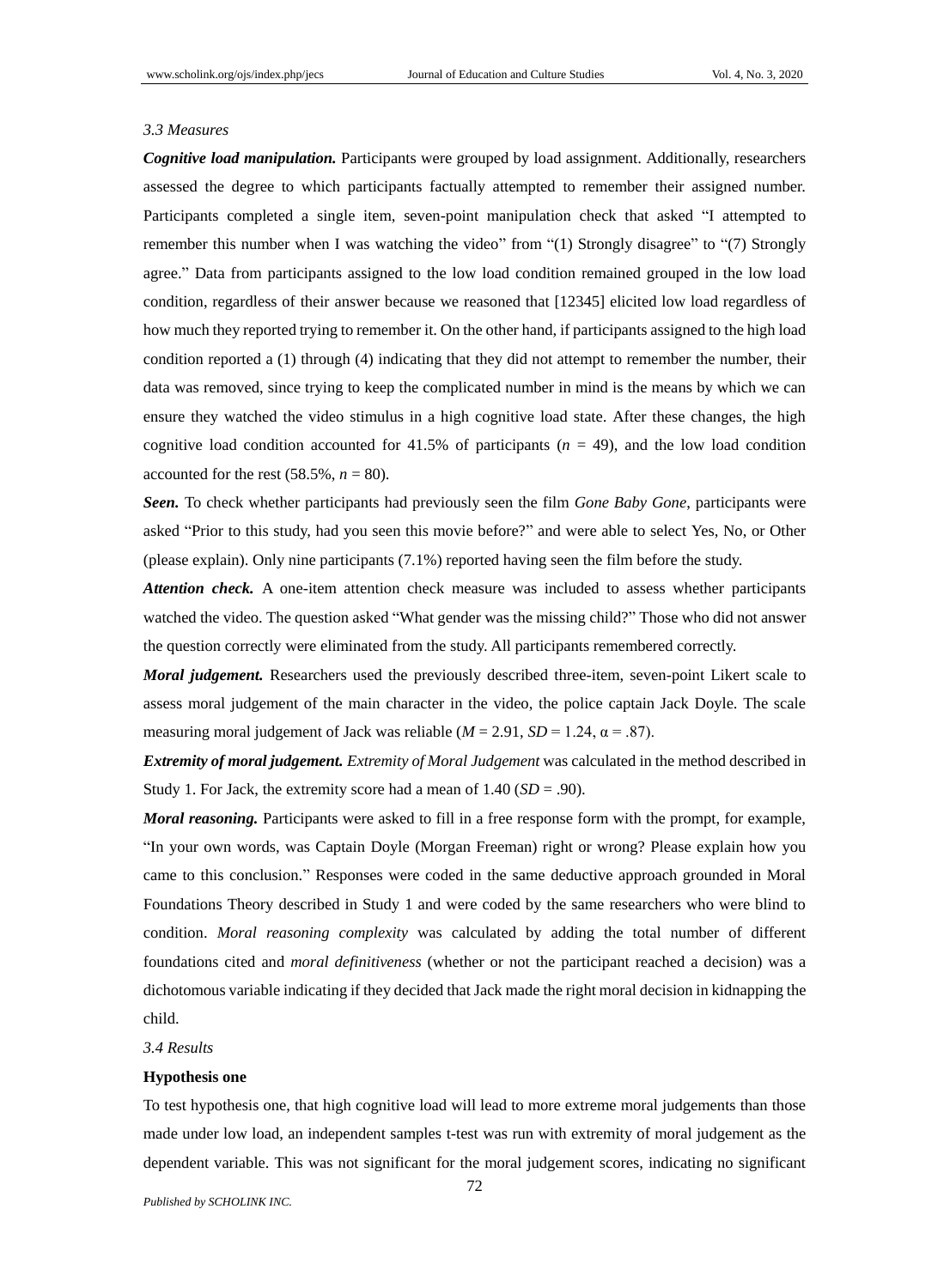### 3.3 Measures

***Cognitive load manipulation.*** Participants were grouped by load assignment. Additionally, researchers assessed the degree to which participants factually attempted to remember their assigned number. Participants completed a single item, seven-point manipulation check that asked "I attempted to remember this number when I was watching the video" from "(1) Strongly disagree" to "(7) Strongly agree." Data from participants assigned to the low load condition remained grouped in the low load condition, regardless of their answer because we reasoned that [12345] elicited low load regardless of how much they reported trying to remember it. On the other hand, if participants assigned to the high load condition reported a (1) through (4) indicating that they did not attempt to remember the number, their data was removed, since trying to keep the complicated number in mind is the means by which we can ensure they watched the video stimulus in a high cognitive load state. After these changes, the high cognitive load condition accounted for 41.5% of participants ($n$ = 49), and the low load condition accounted for the rest (58.5%, $n$ = 80).

***Seen.*** To check whether participants had previously seen the film *Gone Baby Gone*, participants were asked "Prior to this study, had you seen this movie before?" and were able to select Yes, No, or Other (please explain). Only nine participants (7.1%) reported having seen the film before the study.

***Attention check.*** A one-item attention check measure was included to assess whether participants watched the video. The question asked "What gender was the missing child?" Those who did not answer the question correctly were eliminated from the study. All participants remembered correctly.

***Moral judgement.*** Researchers used the previously described three-item, seven-point Likert scale to assess moral judgement of the main character in the video, the police captain Jack Doyle. The scale measuring moral judgement of Jack was reliable ($M$ = 2.91, $SD$ = 1.24, $\alpha$ = .87).

***Extremity of moral judgement.*** *Extremity of Moral Judgement* was calculated in the method described in Study 1. For Jack, the extremity score had a mean of 1.40 ($SD$ = .90).

***Moral reasoning.*** Participants were asked to fill in a free response form with the prompt, for example, "In your own words, was Captain Doyle (Morgan Freeman) right or wrong? Please explain how you came to this conclusion." Responses were coded in the same deductive approach grounded in Moral Foundations Theory described in Study 1 and were coded by the same researchers who were blind to condition. *Moral reasoning complexity* was calculated by adding the total number of different foundations cited and *moral definitiveness* (whether or not the participant reached a decision) was a dichotomous variable indicating if they decided that Jack made the right moral decision in kidnapping the child.

### 3.4 Results

**Hypothesis one**

To test hypothesis one, that high cognitive load will lead to more extreme moral judgements than those made under low load, an independent samples t-test was run with extremity of moral judgement as the dependent variable. This was not significant for the moral judgement scores, indicating no significant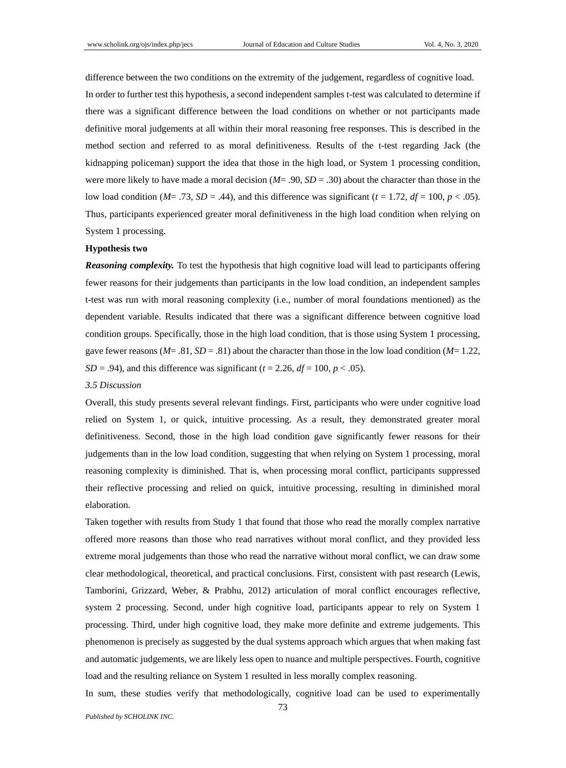difference between the two conditions on the extremity of the judgement, regardless of cognitive load.

In order to further test this hypothesis, a second independent samples t-test was calculated to determine if there was a significant difference between the load conditions on whether or not participants made definitive moral judgements at all within their moral reasoning free responses. This is described in the method section and referred to as moral definitiveness. Results of the t-test regarding Jack (the kidnapping policeman) support the idea that those in the high load, or System 1 processing condition, were more likely to have made a moral decision ($M$= .90, $SD$ = .30) about the character than those in the low load condition ($M$= .73, $SD$ = .44), and this difference was significant ($t$ = 1.72, $df$ = 100, $p$ < .05). Thus, participants experienced greater moral definitiveness in the high load condition when relying on System 1 processing.

**Hypothesis two**

***Reasoning complexity.*** To test the hypothesis that high cognitive load will lead to participants offering fewer reasons for their judgements than participants in the low load condition, an independent samples t-test was run with moral reasoning complexity (i.e., number of moral foundations mentioned) as the dependent variable. Results indicated that there was a significant difference between cognitive load condition groups. Specifically, those in the high load condition, that is those using System 1 processing, gave fewer reasons ($M$= .81, $SD$ = .81) about the character than those in the low load condition ($M$= 1.22, $SD$ = .94), and this difference was significant ($t$ = 2.26, $df$ = 100, $p$ < .05).

*3.5 Discussion*

Overall, this study presents several relevant findings. First, participants who were under cognitive load relied on System 1, or quick, intuitive processing. As a result, they demonstrated greater moral definitiveness. Second, those in the high load condition gave significantly fewer reasons for their judgements than in the low load condition, suggesting that when relying on System 1 processing, moral reasoning complexity is diminished. That is, when processing moral conflict, participants suppressed their reflective processing and relied on quick, intuitive processing, resulting in diminished moral elaboration.

Taken together with results from Study 1 that found that those who read the morally complex narrative offered more reasons than those who read narratives without moral conflict, and they provided less extreme moral judgements than those who read the narrative without moral conflict, we can draw some clear methodological, theoretical, and practical conclusions. First, consistent with past research (Lewis, Tamborini, Grizzard, Weber, & Prabhu, 2012) articulation of moral conflict encourages reflective, system 2 processing. Second, under high cognitive load, participants appear to rely on System 1 processing. Third, under high cognitive load, they make more definite and extreme judgements. This phenomenon is precisely as suggested by the dual systems approach which argues that when making fast and automatic judgements, we are likely less open to nuance and multiple perspectives. Fourth, cognitive load and the resulting reliance on System 1 resulted in less morally complex reasoning.

In sum, these studies verify that methodologically, cognitive load can be used to experimentally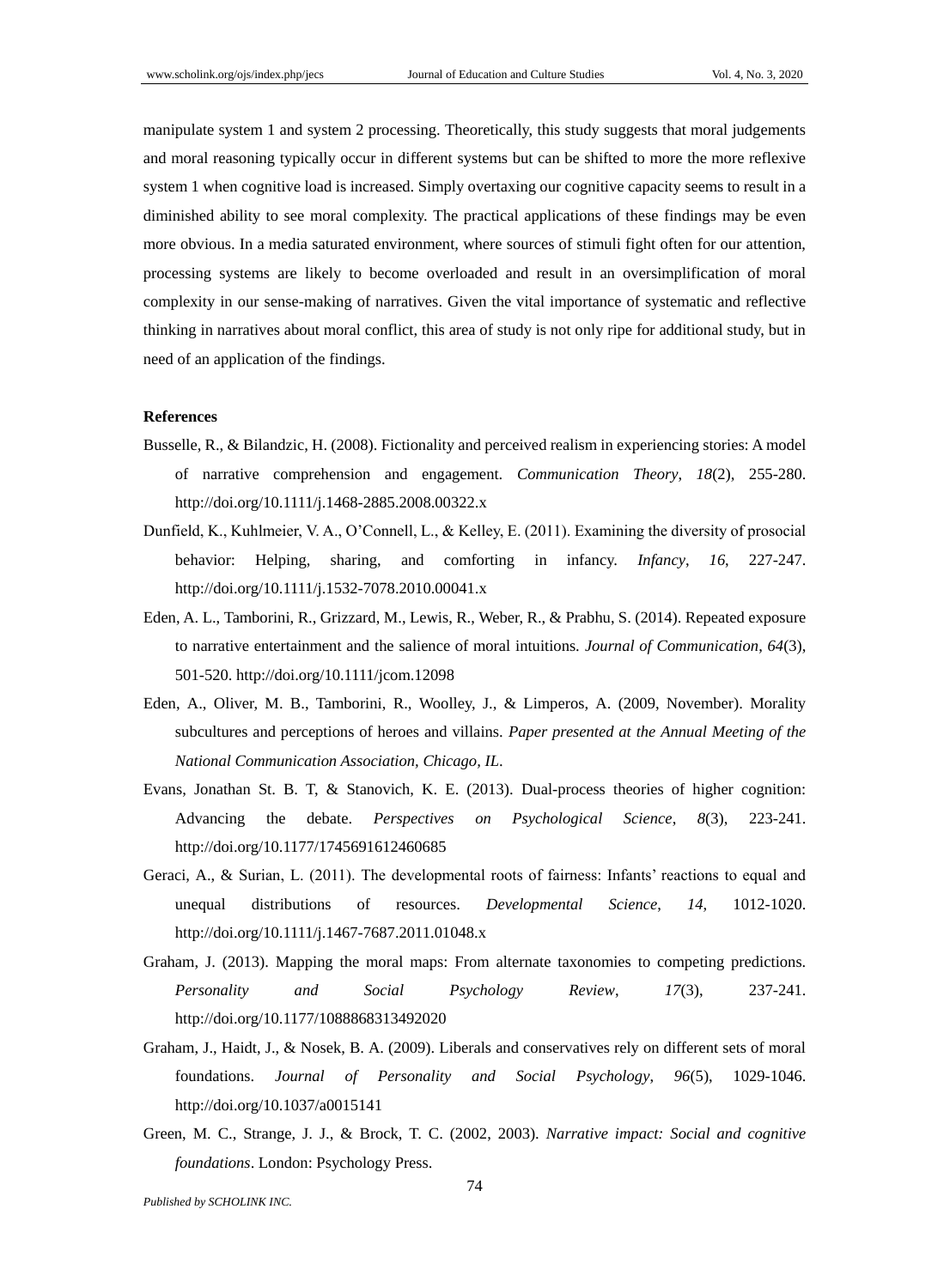manipulate system 1 and system 2 processing. Theoretically, this study suggests that moral judgements and moral reasoning typically occur in different systems but can be shifted to more the more reflexive system 1 when cognitive load is increased. Simply overtaxing our cognitive capacity seems to result in a diminished ability to see moral complexity. The practical applications of these findings may be even more obvious. In a media saturated environment, where sources of stimuli fight often for our attention, processing systems are likely to become overloaded and result in an oversimplification of moral complexity in our sense-making of narratives. Given the vital importance of systematic and reflective thinking in narratives about moral conflict, this area of study is not only ripe for additional study, but in need of an application of the findings.

**References**

Busselle, R., & Bilandzic, H. (2008). Fictionality and perceived realism in experiencing stories: A model of narrative comprehension and engagement. *Communication Theory*, *18*(2), 255-280. http://doi.org/10.1111/j.1468-2885.2008.00322.x

Dunfield, K., Kuhlmeier, V. A., O'Connell, L., & Kelley, E. (2011). Examining the diversity of prosocial behavior: Helping, sharing, and comforting in infancy. *Infancy*, *16*, 227-247. http://doi.org/10.1111/j.1532-7078.2010.00041.x

Eden, A. L., Tamborini, R., Grizzard, M., Lewis, R., Weber, R., & Prabhu, S. (2014). Repeated exposure to narrative entertainment and the salience of moral intuitions. *Journal of Communication*, *64*(3), 501-520. http://doi.org/10.1111/jcom.12098

Eden, A., Oliver, M. B., Tamborini, R., Woolley, J., & Limperos, A. (2009, November). Morality subcultures and perceptions of heroes and villains. *Paper presented at the Annual Meeting of the National Communication Association, Chicago, IL*.

Evans, Jonathan St. B. T, & Stanovich, K. E. (2013). Dual-process theories of higher cognition: Advancing the debate. *Perspectives on Psychological Science*, *8*(3), 223-241. http://doi.org/10.1177/1745691612460685

Geraci, A., & Surian, L. (2011). The developmental roots of fairness: Infants' reactions to equal and unequal distributions of resources. *Developmental Science*, *14*, 1012-1020. http://doi.org/10.1111/j.1467-7687.2011.01048.x

Graham, J. (2013). Mapping the moral maps: From alternate taxonomies to competing predictions. *Personality and Social Psychology Review*, *17*(3), 237-241. http://doi.org/10.1177/1088868313492020

Graham, J., Haidt, J., & Nosek, B. A. (2009). Liberals and conservatives rely on different sets of moral foundations. *Journal of Personality and Social Psychology*, *96*(5), 1029-1046. http://doi.org/10.1037/a0015141

Green, M. C., Strange, J. J., & Brock, T. C. (2002, 2003). *Narrative impact: Social and cognitive foundations*. London: Psychology Press.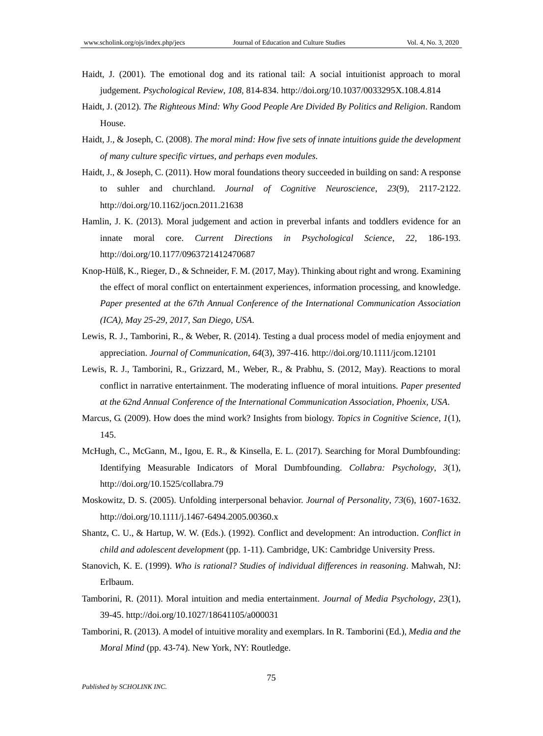Haidt, J. (2001). The emotional dog and its rational tail: A social intuitionist approach to moral judgement. *Psychological Review*, *108*, 814-834. http://doi.org/10.1037/0033295X.108.4.814

Haidt, J. (2012). *The Righteous Mind: Why Good People Are Divided By Politics and Religion*. Random House.

Haidt, J., & Joseph, C. (2008). *The moral mind: How five sets of innate intuitions guide the development of many culture specific virtues, and perhaps even modules*.

Haidt, J., & Joseph, C. (2011). How moral foundations theory succeeded in building on sand: A response to suhler and churchland. *Journal of Cognitive Neuroscience*, *23*(9), 2117-2122. http://doi.org/10.1162/jocn.2011.21638

Hamlin, J. K. (2013). Moral judgement and action in preverbal infants and toddlers evidence for an innate moral core. *Current Directions in Psychological Science*, *22*, 186-193. http://doi.org/10.1177/0963721412470687

Knop-Hülß, K., Rieger, D., & Schneider, F. M. (2017, May). Thinking about right and wrong. Examining the effect of moral conflict on entertainment experiences, information processing, and knowledge. *Paper presented at the 67th Annual Conference of the International Communication Association (ICA), May 25-29, 2017, San Diego, USA*.

Lewis, R. J., Tamborini, R., & Weber, R. (2014). Testing a dual process model of media enjoyment and appreciation. *Journal of Communication*, *64*(3), 397-416. http://doi.org/10.1111/jcom.12101

Lewis, R. J., Tamborini, R., Grizzard, M., Weber, R., & Prabhu, S. (2012, May). Reactions to moral conflict in narrative entertainment. The moderating influence of moral intuitions. *Paper presented at the 62nd Annual Conference of the International Communication Association, Phoenix, USA*.

Marcus, G. (2009). How does the mind work? Insights from biology. *Topics in Cognitive Science*, *1*(1), 145.

McHugh, C., McGann, M., Igou, E. R., & Kinsella, E. L. (2017). Searching for Moral Dumbfounding: Identifying Measurable Indicators of Moral Dumbfounding. *Collabra: Psychology*, *3*(1), http://doi.org/10.1525/collabra.79

Moskowitz, D. S. (2005). Unfolding interpersonal behavior. *Journal of Personality*, *73*(6), 1607-1632. http://doi.org/10.1111/j.1467-6494.2005.00360.x

Shantz, C. U., & Hartup, W. W. (Eds.). (1992). Conflict and development: An introduction. *Conflict in child and adolescent development* (pp. 1-11). Cambridge, UK: Cambridge University Press.

Stanovich, K. E. (1999). *Who is rational? Studies of individual differences in reasoning*. Mahwah, NJ: Erlbaum.

Tamborini, R. (2011). Moral intuition and media entertainment. *Journal of Media Psychology*, *23*(1), 39-45. http://doi.org/10.1027/18641105/a000031

Tamborini, R. (2013). A model of intuitive morality and exemplars. In R. Tamborini (Ed.), *Media and the Moral Mind* (pp. 43-74). New York, NY: Routledge.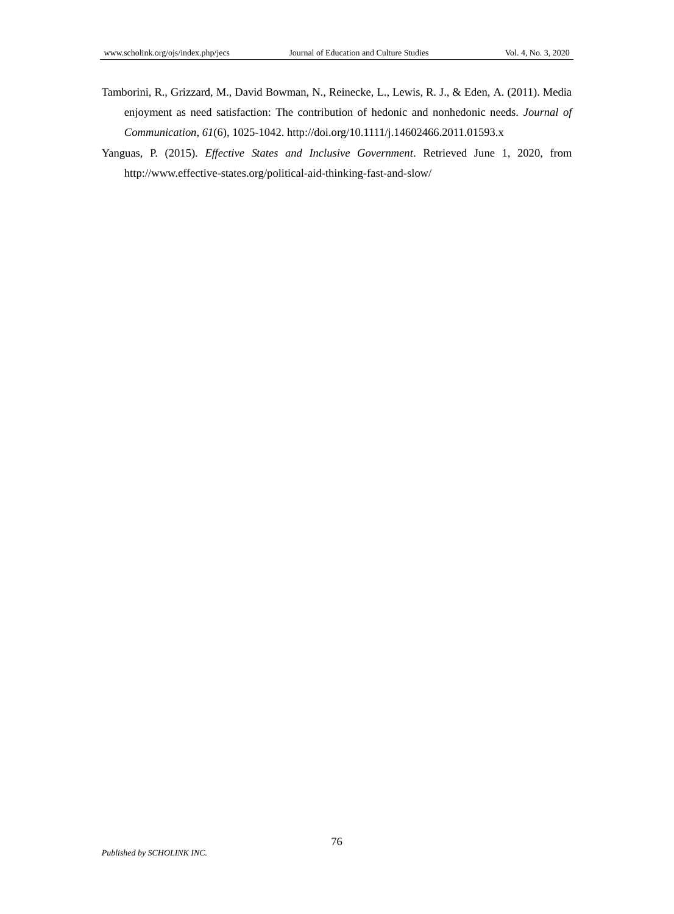Tamborini, R., Grizzard, M., David Bowman, N., Reinecke, L., Lewis, R. J., & Eden, A. (2011). Media enjoyment as need satisfaction: The contribution of hedonic and nonhedonic needs. *Journal of Communication*, *61*(6), 1025-1042. http://doi.org/10.1111/j.14602466.2011.01593.x

Yanguas, P. (2015). *Effective States and Inclusive Government*. Retrieved June 1, 2020, from http://www.effective-states.org/political-aid-thinking-fast-and-slow/